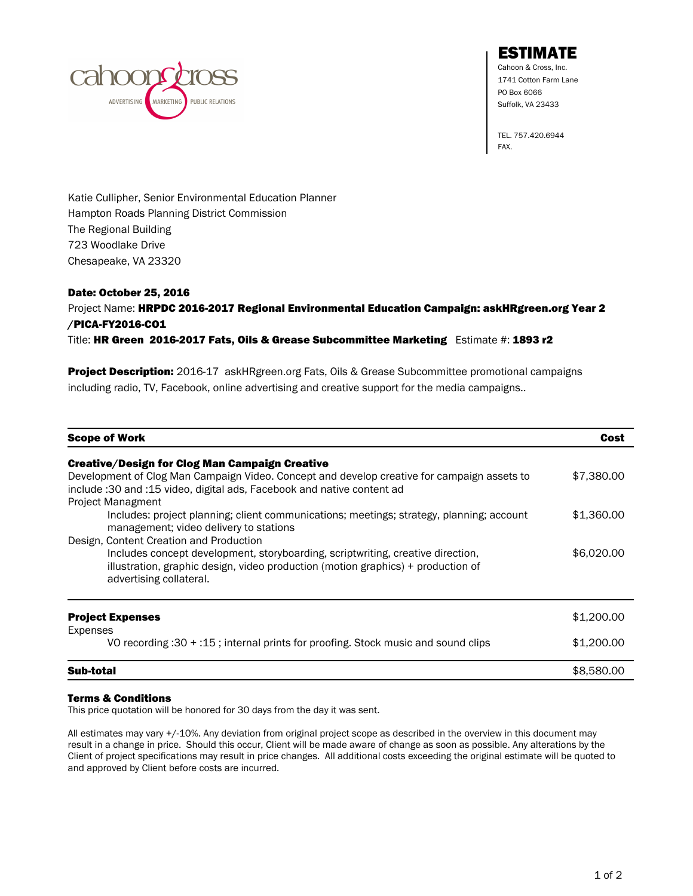# ESTIMATE

Cahoon & Cross, Inc.
1741 Cotton Farm Lane
PO Box 6066
Suffolk, VA 23433

TEL. 757.420.6944
FAX.

Katie Cullipher, Senior Environmental Education Planner
Hampton Roads Planning District Commission
The Regional Building
723 Woodlake Drive
Chesapeake, VA 23320

**Date: October 25, 2016**

Project Name: **HRPDC 2016-2017 Regional Environmental Education Campaign: askHRgreen.org Year 2 /PICA-FY2016-CO1**

Title: **HR Green 2016-2017 Fats, Oils & Grease Subcommittee Marketing** Estimate #: **1893 r2**

**Project Description:** 2016-17 askHRgreen.org Fats, Oils & Grease Subcommittee promotional campaigns including radio, TV, Facebook, online advertising and creative support for the media campaigns..

| **Scope of Work** | **Cost** |
|---|---|
| **Creative/Design for Clog Man Campaign Creative** | |
| Development of Clog Man Campaign Video. Concept and develop creative for campaign assets to include :30 and :15 video, digital ads, Facebook and native content ad | $7,380.00 |
| Project Managment | |
| Includes: project planning; client communications; meetings; strategy, planning; account management; video delivery to stations | $1,360.00 |
| Design, Content Creation and Production | |
| Includes concept development, storyboarding, scriptwriting, creative direction, illustration, graphic design, video production (motion graphics) + production of advertising collateral. | $6,020.00 |
| **Project Expenses** | $1,200.00 |
| Expenses | |
| VO recording :30 + :15 ; internal prints for proofing. Stock music and sound clips | $1,200.00 |
| **Sub-total** | $8,580.00 |

**Terms & Conditions**

This price quotation will be honored for 30 days from the day it was sent.

All estimates may vary +/-10%. Any deviation from original project scope as described in the overview in this document may result in a change in price. Should this occur, Client will be made aware of change as soon as possible. Any alterations by the Client of project specifications may result in price changes. All additional costs exceeding the original estimate will be quoted to and approved by Client before costs are incurred.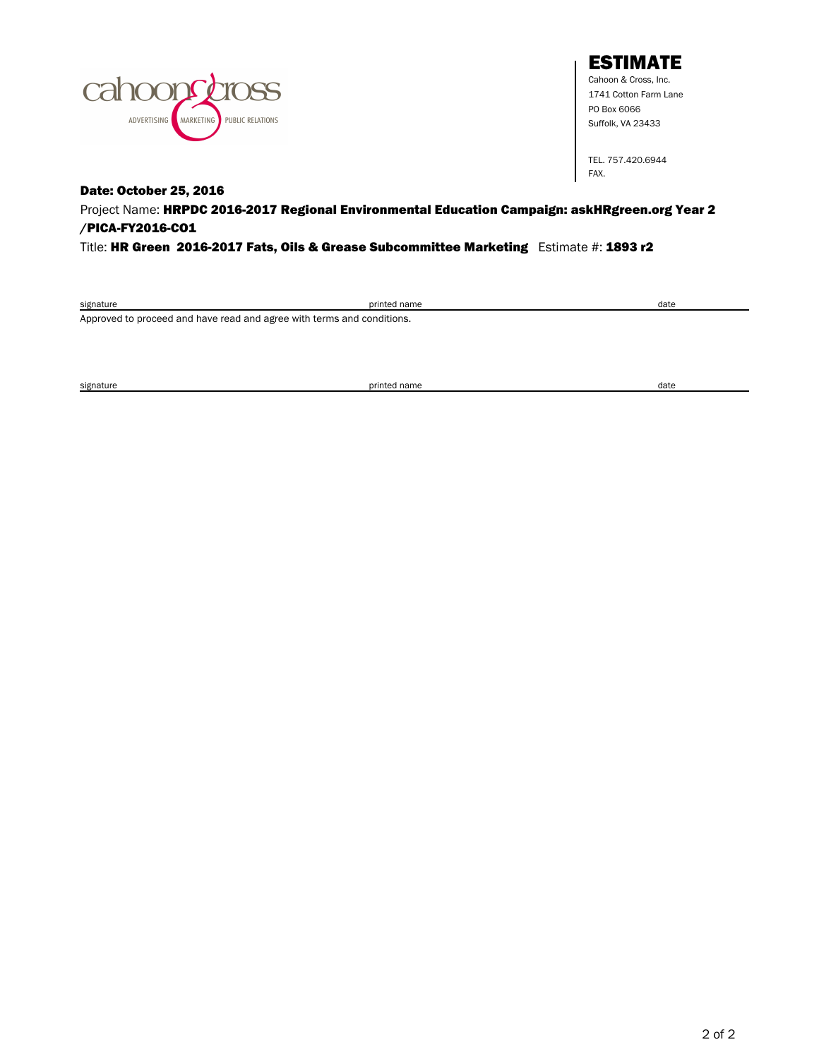# ESTIMATE

Cahoon & Cross, Inc.
1741 Cotton Farm Lane
PO Box 6066
Suffolk, VA 23433

TEL. 757.420.6944
FAX.

**Date: October 25, 2016**

Project Name: **HRPDC 2016-2017 Regional Environmental Education Campaign: askHRgreen.org Year 2 /PICA-FY2016-CO1**

Title: **HR Green 2016-2017 Fats, Oils & Grease Subcommittee Marketing** Estimate #: **1893 r2**

signature printed name date

Approved to proceed and have read and agree with terms and conditions.

signature printed name date